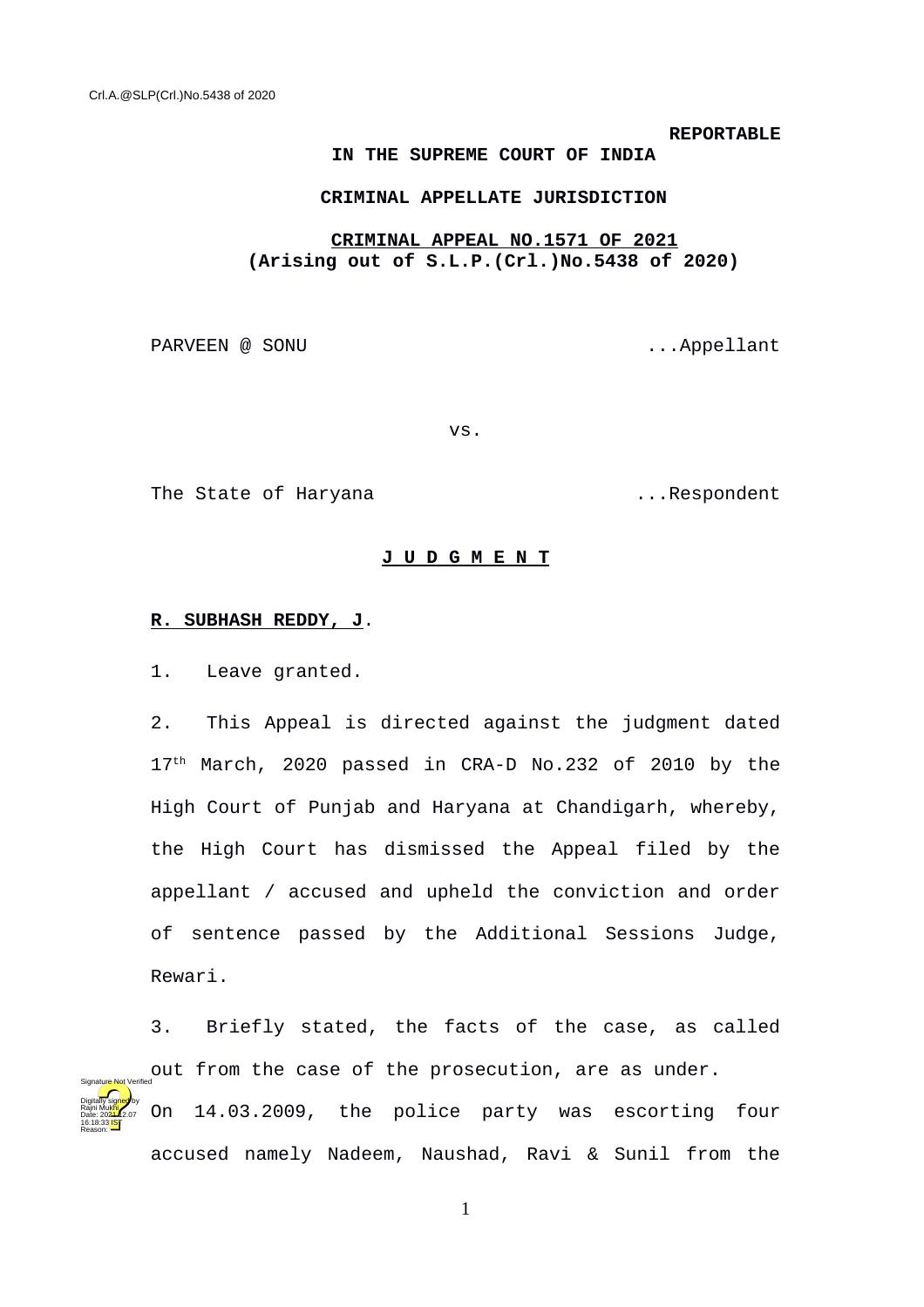**REPORTABLE**

**IN THE SUPREME COURT OF INDIA**

**CRIMINAL APPELLATE JURISDICTION**

**CRIMINAL APPEAL NO.1571 OF 2021**
**(Arising out of S.L.P.(Crl.)No.5438 of 2020)**

PARVEEN @ SONU ...Appellant

vs.

The State of Haryana ...Respondent

**J U D G M E N T**

**R. SUBHASH REDDY, J.**

1. Leave granted.

2. This Appeal is directed against the judgment dated 17th March, 2020 passed in CRA-D No.232 of 2010 by the High Court of Punjab and Haryana at Chandigarh, whereby, the High Court has dismissed the Appeal filed by the appellant / accused and upheld the conviction and order of sentence passed by the Additional Sessions Judge, Rewari.

3. Briefly stated, the facts of the case, as called out from the case of the prosecution, are as under.

On 14.03.2009, the police party was escorting four accused namely Nadeem, Naushad, Ravi & Sunil from the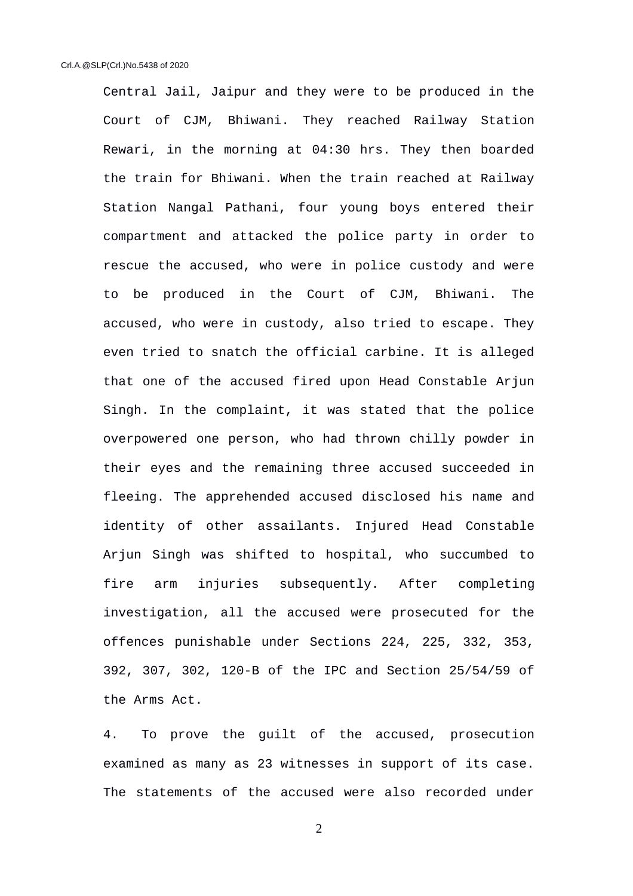Central Jail, Jaipur and they were to be produced in the Court of CJM, Bhiwani. They reached Railway Station Rewari, in the morning at 04:30 hrs. They then boarded the train for Bhiwani. When the train reached at Railway Station Nangal Pathani, four young boys entered their compartment and attacked the police party in order to rescue the accused, who were in police custody and were to be produced in the Court of CJM, Bhiwani. The accused, who were in custody, also tried to escape. They even tried to snatch the official carbine. It is alleged that one of the accused fired upon Head Constable Arjun Singh. In the complaint, it was stated that the police overpowered one person, who had thrown chilly powder in their eyes and the remaining three accused succeeded in fleeing. The apprehended accused disclosed his name and identity of other assailants. Injured Head Constable Arjun Singh was shifted to hospital, who succumbed to fire arm injuries subsequently. After completing investigation, all the accused were prosecuted for the offences punishable under Sections 224, 225, 332, 353, 392, 307, 302, 120-B of the IPC and Section 25/54/59 of the Arms Act.

4. To prove the guilt of the accused, prosecution examined as many as 23 witnesses in support of its case. The statements of the accused were also recorded under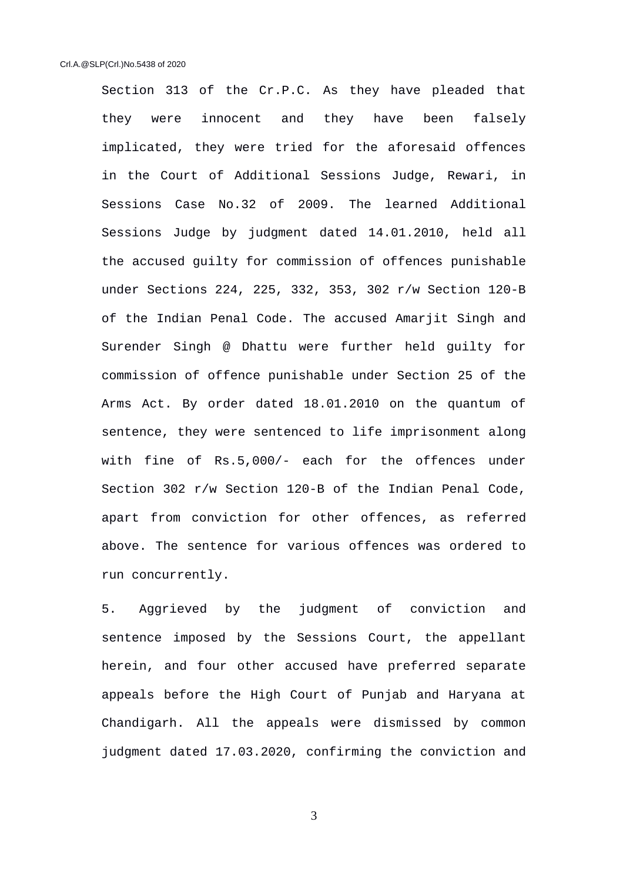Section 313 of the Cr.P.C. As they have pleaded that they were innocent and they have been falsely implicated, they were tried for the aforesaid offences in the Court of Additional Sessions Judge, Rewari, in Sessions Case No.32 of 2009. The learned Additional Sessions Judge by judgment dated 14.01.2010, held all the accused guilty for commission of offences punishable under Sections 224, 225, 332, 353, 302 r/w Section 120-B of the Indian Penal Code. The accused Amarjit Singh and Surender Singh @ Dhattu were further held guilty for commission of offence punishable under Section 25 of the Arms Act. By order dated 18.01.2010 on the quantum of sentence, they were sentenced to life imprisonment along with fine of Rs.5,000/- each for the offences under Section 302 r/w Section 120-B of the Indian Penal Code, apart from conviction for other offences, as referred above. The sentence for various offences was ordered to run concurrently.

5. Aggrieved by the judgment of conviction and sentence imposed by the Sessions Court, the appellant herein, and four other accused have preferred separate appeals before the High Court of Punjab and Haryana at Chandigarh. All the appeals were dismissed by common judgment dated 17.03.2020, confirming the conviction and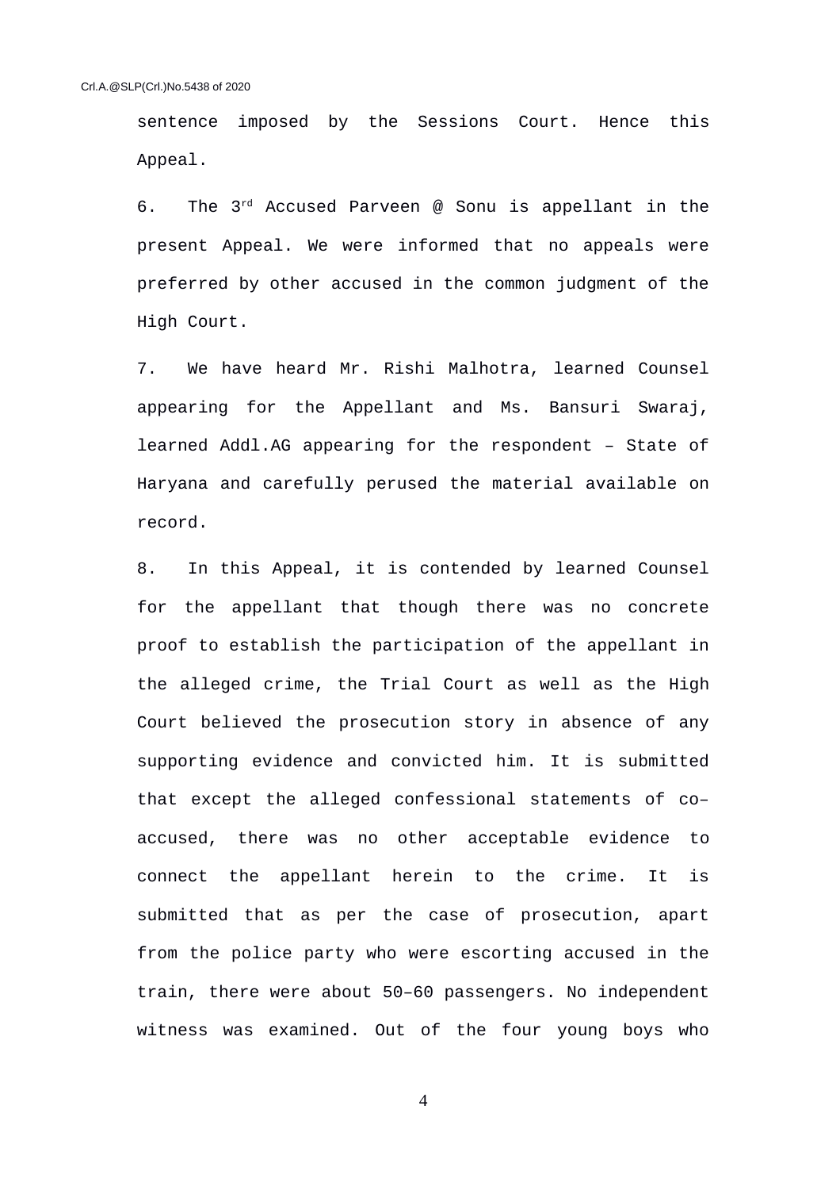sentence imposed by the Sessions Court. Hence this Appeal.

6. The 3rd Accused Parveen @ Sonu is appellant in the present Appeal. We were informed that no appeals were preferred by other accused in the common judgment of the High Court.

7. We have heard Mr. Rishi Malhotra, learned Counsel appearing for the Appellant and Ms. Bansuri Swaraj, learned Addl.AG appearing for the respondent – State of Haryana and carefully perused the material available on record.

8. In this Appeal, it is contended by learned Counsel for the appellant that though there was no concrete proof to establish the participation of the appellant in the alleged crime, the Trial Court as well as the High Court believed the prosecution story in absence of any supporting evidence and convicted him. It is submitted that except the alleged confessional statements of co–accused, there was no other acceptable evidence to connect the appellant herein to the crime. It is submitted that as per the case of prosecution, apart from the police party who were escorting accused in the train, there were about 50–60 passengers. No independent witness was examined. Out of the four young boys who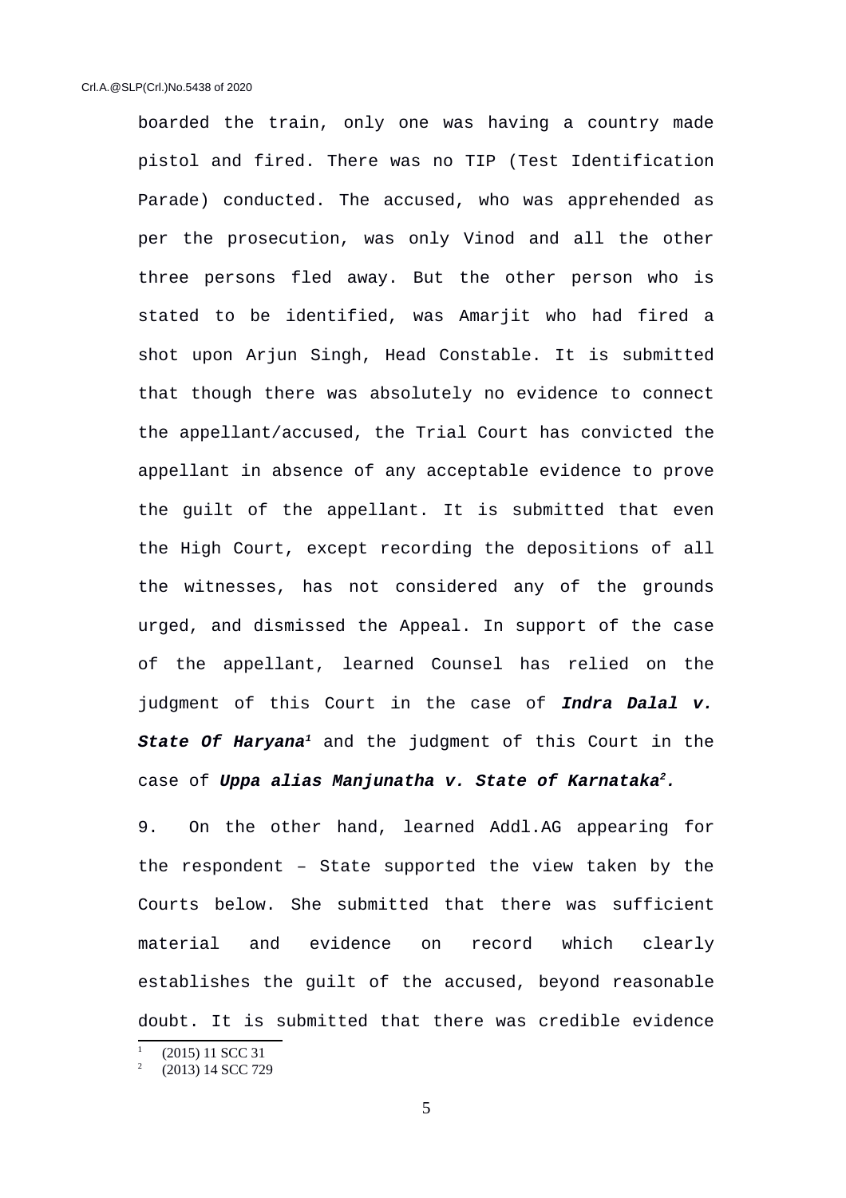boarded the train, only one was having a country made pistol and fired. There was no TIP (Test Identification Parade) conducted. The accused, who was apprehended as per the prosecution, was only Vinod and all the other three persons fled away. But the other person who is stated to be identified, was Amarjit who had fired a shot upon Arjun Singh, Head Constable. It is submitted that though there was absolutely no evidence to connect the appellant/accused, the Trial Court has convicted the appellant in absence of any acceptable evidence to prove the guilt of the appellant. It is submitted that even the High Court, except recording the depositions of all the witnesses, has not considered any of the grounds urged, and dismissed the Appeal. In support of the case of the appellant, learned Counsel has relied on the judgment of this Court in the case of ***Indra Dalal v. State Of Haryana***[1] and the judgment of this Court in the case of ***Uppa alias Manjunatha v. State of Karnataka***[2].

9. On the other hand, learned Addl.AG appearing for the respondent – State supported the view taken by the Courts below. She submitted that there was sufficient material and evidence on record which clearly establishes the guilt of the accused, beyond reasonable doubt. It is submitted that there was credible evidence

---

[1] (2015) 11 SCC 31

[2] (2013) 14 SCC 729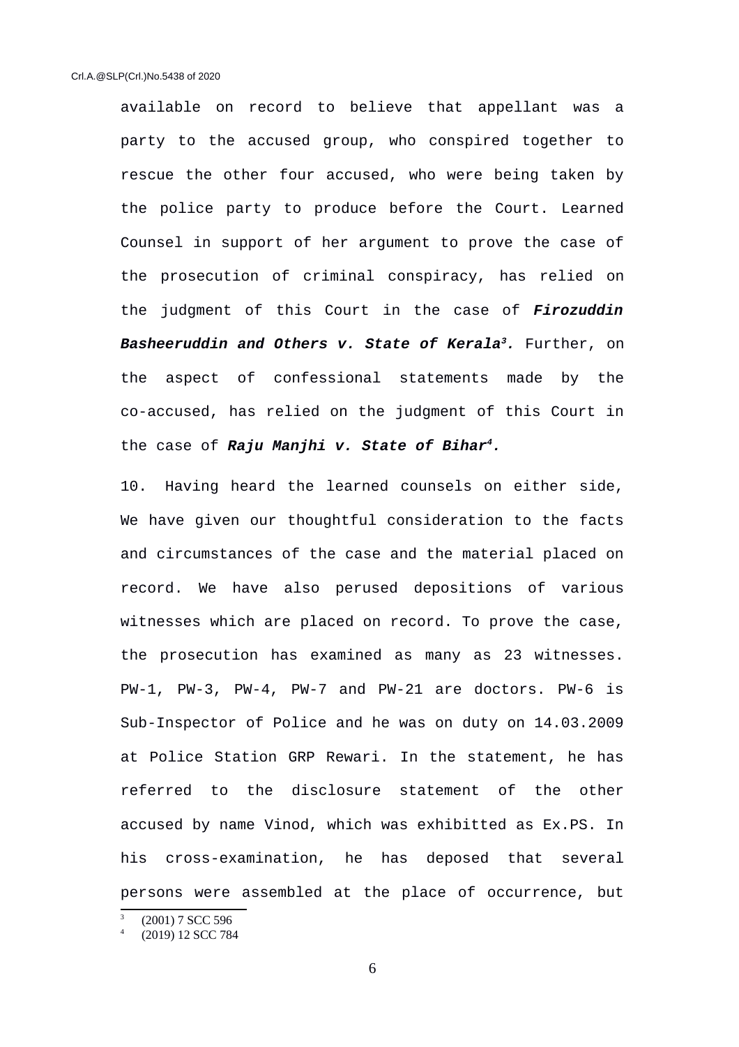available on record to believe that appellant was a party to the accused group, who conspired together to rescue the other four accused, who were being taken by the police party to produce before the Court. Learned Counsel in support of her argument to prove the case of the prosecution of criminal conspiracy, has relied on the judgment of this Court in the case of ***Firozuddin Basheeruddin and Others v. State of Kerala***[3]. Further, on the aspect of confessional statements made by the co-accused, has relied on the judgment of this Court in the case of ***Raju Manjhi v. State of Bihar***[4].

10. Having heard the learned counsels on either side, We have given our thoughtful consideration to the facts and circumstances of the case and the material placed on record. We have also perused depositions of various witnesses which are placed on record. To prove the case, the prosecution has examined as many as 23 witnesses. PW-1, PW-3, PW-4, PW-7 and PW-21 are doctors. PW-6 is Sub-Inspector of Police and he was on duty on 14.03.2009 at Police Station GRP Rewari. In the statement, he has referred to the disclosure statement of the other accused by name Vinod, which was exhibitted as Ex.PS. In his cross-examination, he has deposed that several persons were assembled at the place of occurrence, but

---

[3] (2001) 7 SCC 596

[4] (2019) 12 SCC 784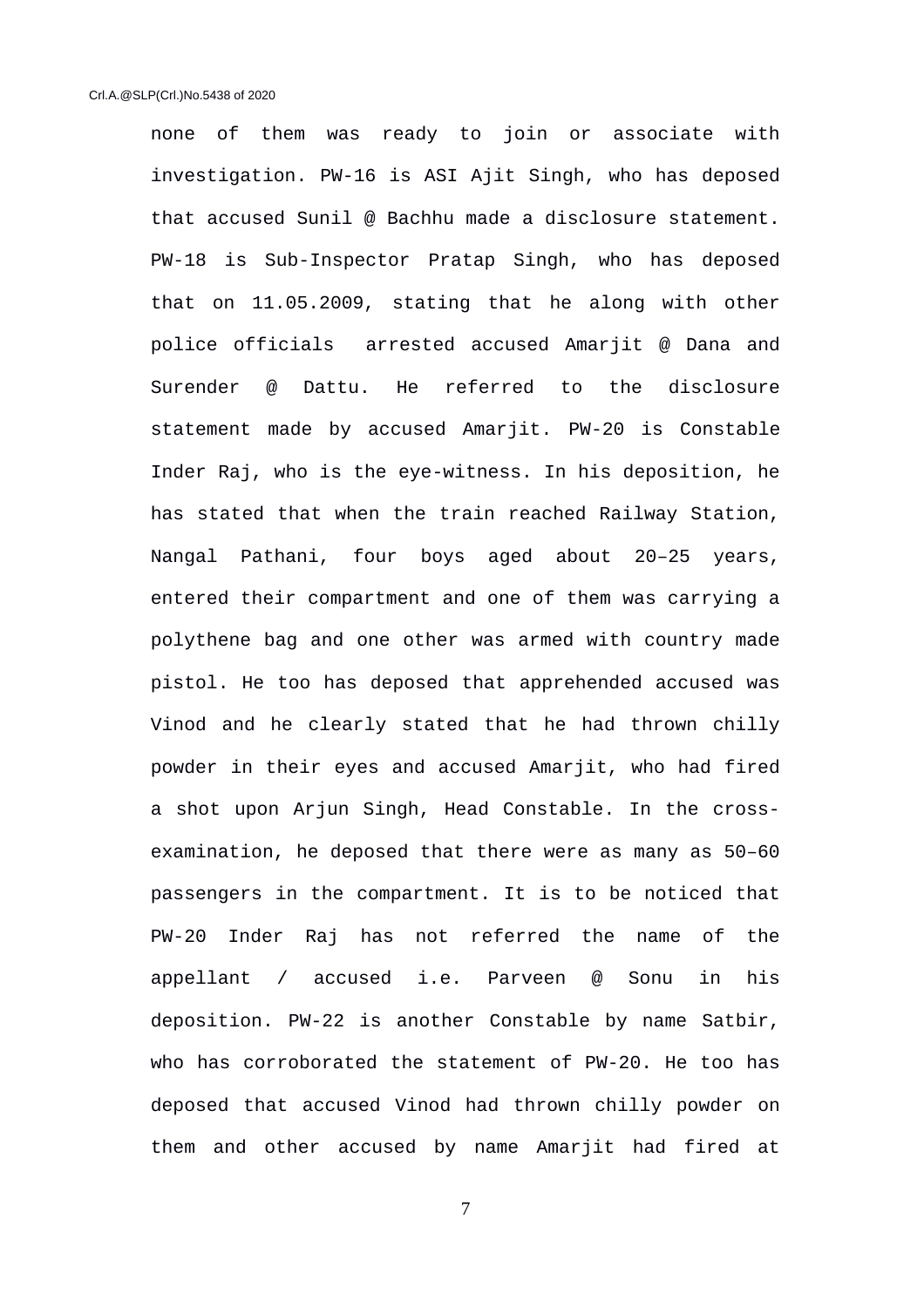none of them was ready to join or associate with investigation. PW-16 is ASI Ajit Singh, who has deposed that accused Sunil @ Bachhu made a disclosure statement. PW-18 is Sub-Inspector Pratap Singh, who has deposed that on 11.05.2009, stating that he along with other police officials arrested accused Amarjit @ Dana and Surender @ Dattu. He referred to the disclosure statement made by accused Amarjit. PW-20 is Constable Inder Raj, who is the eye-witness. In his deposition, he has stated that when the train reached Railway Station, Nangal Pathani, four boys aged about 20–25 years, entered their compartment and one of them was carrying a polythene bag and one other was armed with country made pistol. He too has deposed that apprehended accused was Vinod and he clearly stated that he had thrown chilly powder in their eyes and accused Amarjit, who had fired a shot upon Arjun Singh, Head Constable. In the cross-examination, he deposed that there were as many as 50–60 passengers in the compartment. It is to be noticed that PW-20 Inder Raj has not referred the name of the appellant / accused i.e. Parveen @ Sonu in his deposition. PW-22 is another Constable by name Satbir, who has corroborated the statement of PW-20. He too has deposed that accused Vinod had thrown chilly powder on them and other accused by name Amarjit had fired at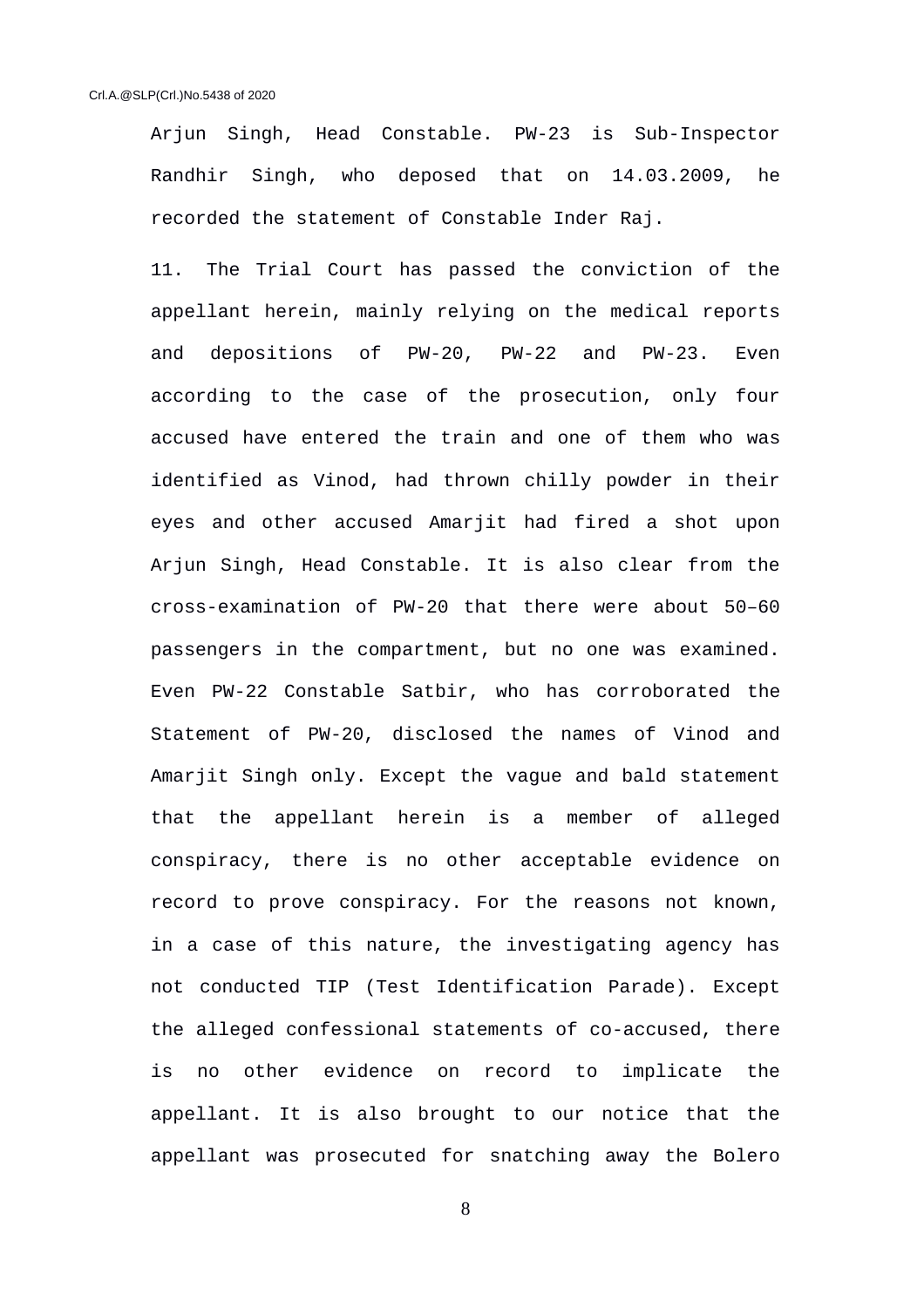Arjun Singh, Head Constable. PW-23 is Sub-Inspector Randhir Singh, who deposed that on 14.03.2009, he recorded the statement of Constable Inder Raj.

11. The Trial Court has passed the conviction of the appellant herein, mainly relying on the medical reports and depositions of PW-20, PW-22 and PW-23. Even according to the case of the prosecution, only four accused have entered the train and one of them who was identified as Vinod, had thrown chilly powder in their eyes and other accused Amarjit had fired a shot upon Arjun Singh, Head Constable. It is also clear from the cross-examination of PW-20 that there were about 50–60 passengers in the compartment, but no one was examined. Even PW-22 Constable Satbir, who has corroborated the Statement of PW-20, disclosed the names of Vinod and Amarjit Singh only. Except the vague and bald statement that the appellant herein is a member of alleged conspiracy, there is no other acceptable evidence on record to prove conspiracy. For the reasons not known, in a case of this nature, the investigating agency has not conducted TIP (Test Identification Parade). Except the alleged confessional statements of co-accused, there is no other evidence on record to implicate the appellant. It is also brought to our notice that the appellant was prosecuted for snatching away the Bolero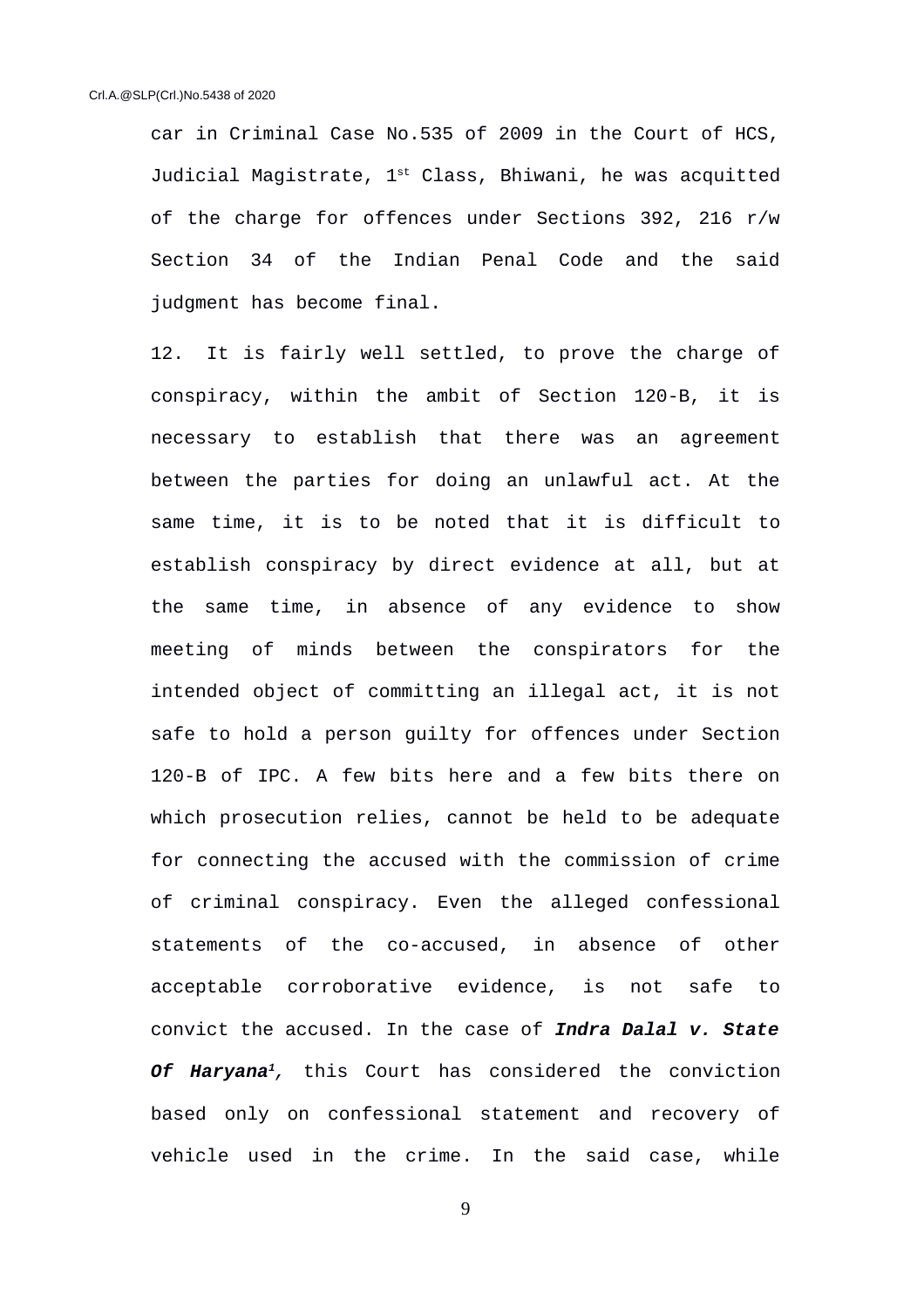car in Criminal Case No.535 of 2009 in the Court of HCS, Judicial Magistrate, 1st Class, Bhiwani, he was acquitted of the charge for offences under Sections 392, 216 r/w Section 34 of the Indian Penal Code and the said judgment has become final.

12. It is fairly well settled, to prove the charge of conspiracy, within the ambit of Section 120-B, it is necessary to establish that there was an agreement between the parties for doing an unlawful act. At the same time, it is to be noted that it is difficult to establish conspiracy by direct evidence at all, but at the same time, in absence of any evidence to show meeting of minds between the conspirators for the intended object of committing an illegal act, it is not safe to hold a person guilty for offences under Section 120-B of IPC. A few bits here and a few bits there on which prosecution relies, cannot be held to be adequate for connecting the accused with the commission of crime of criminal conspiracy. Even the alleged confessional statements of the co-accused, in absence of other acceptable corroborative evidence, is not safe to convict the accused. In the case of ***Indra Dalal v. State Of Haryana***[1], this Court has considered the conviction based only on confessional statement and recovery of vehicle used in the crime. In the said case, while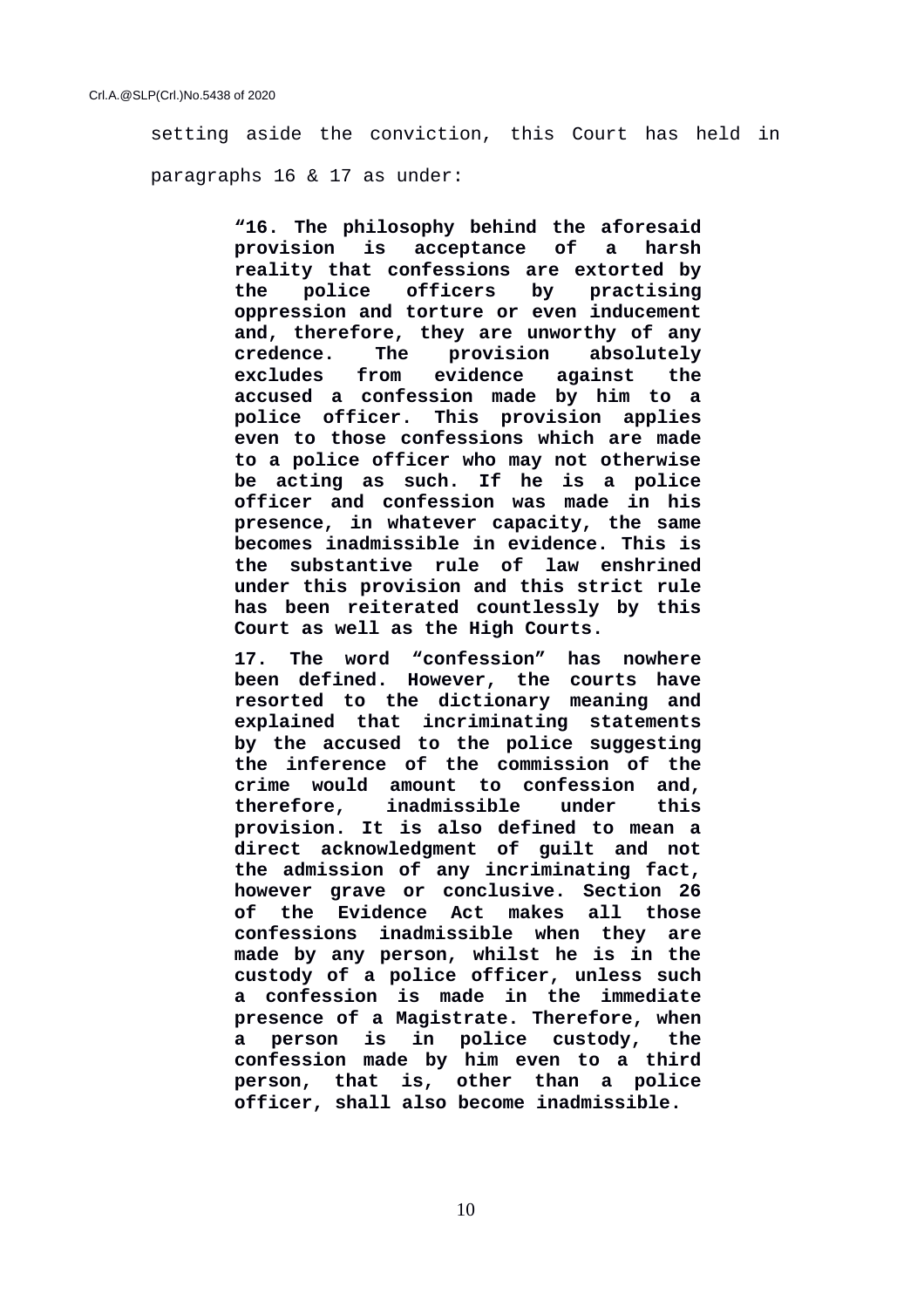setting aside the conviction, this Court has held in paragraphs 16 & 17 as under:

> **“16. The philosophy behind the aforesaid provision is acceptance of a harsh reality that confessions are extorted by the police officers by practising oppression and torture or even inducement and, therefore, they are unworthy of any credence. The provision absolutely excludes from evidence against the accused a confession made by him to a police officer. This provision applies even to those confessions which are made to a police officer who may not otherwise be acting as such. If he is a police officer and confession was made in his presence, in whatever capacity, the same becomes inadmissible in evidence. This is the substantive rule of law enshrined under this provision and this strict rule has been reiterated countlessly by this Court as well as the High Courts.**
>
> **17. The word “confession” has nowhere been defined. However, the courts have resorted to the dictionary meaning and explained that incriminating statements by the accused to the police suggesting the inference of the commission of the crime would amount to confession and, therefore, inadmissible under this provision. It is also defined to mean a direct acknowledgment of guilt and not the admission of any incriminating fact, however grave or conclusive. Section 26 of the Evidence Act makes all those confessions inadmissible when they are made by any person, whilst he is in the custody of a police officer, unless such a confession is made in the immediate presence of a Magistrate. Therefore, when a person is in police custody, the confession made by him even to a third person, that is, other than a police officer, shall also become inadmissible.**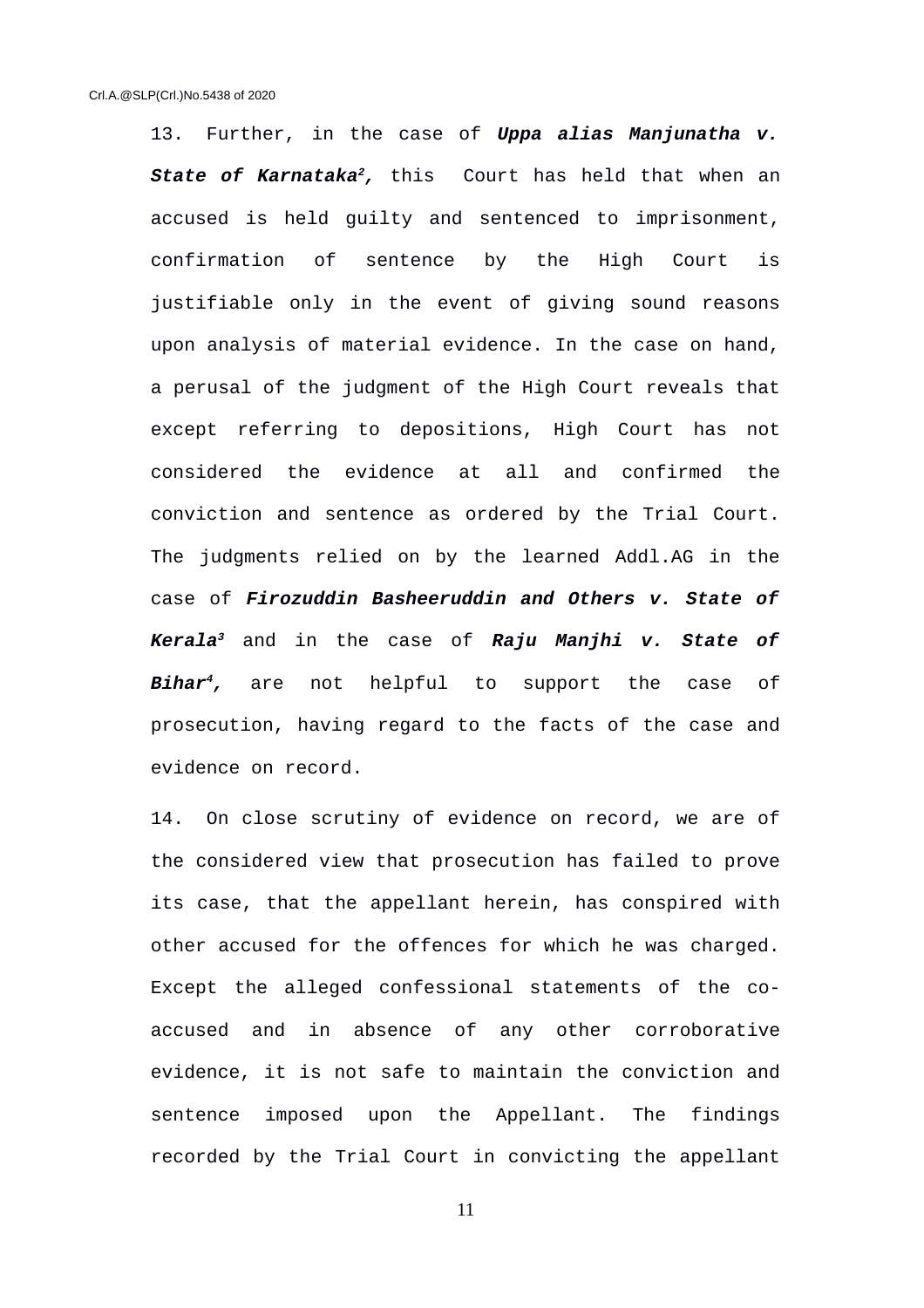13. Further, in the case of ***Uppa alias Manjunatha v. State of Karnataka***[2]*,* this Court has held that when an accused is held guilty and sentenced to imprisonment, confirmation of sentence by the High Court is justifiable only in the event of giving sound reasons upon analysis of material evidence. In the case on hand, a perusal of the judgment of the High Court reveals that except referring to depositions, High Court has not considered the evidence at all and confirmed the conviction and sentence as ordered by the Trial Court. The judgments relied on by the learned Addl.AG in the case of ***Firozuddin Basheeruddin and Others v. State of Kerala***[3] and in the case of ***Raju Manjhi v. State of Bihar***[4]*,* are not helpful to support the case of prosecution, having regard to the facts of the case and evidence on record.

14. On close scrutiny of evidence on record, we are of the considered view that prosecution has failed to prove its case, that the appellant herein, has conspired with other accused for the offences for which he was charged. Except the alleged confessional statements of the co-accused and in absence of any other corroborative evidence, it is not safe to maintain the conviction and sentence imposed upon the Appellant. The findings recorded by the Trial Court in convicting the appellant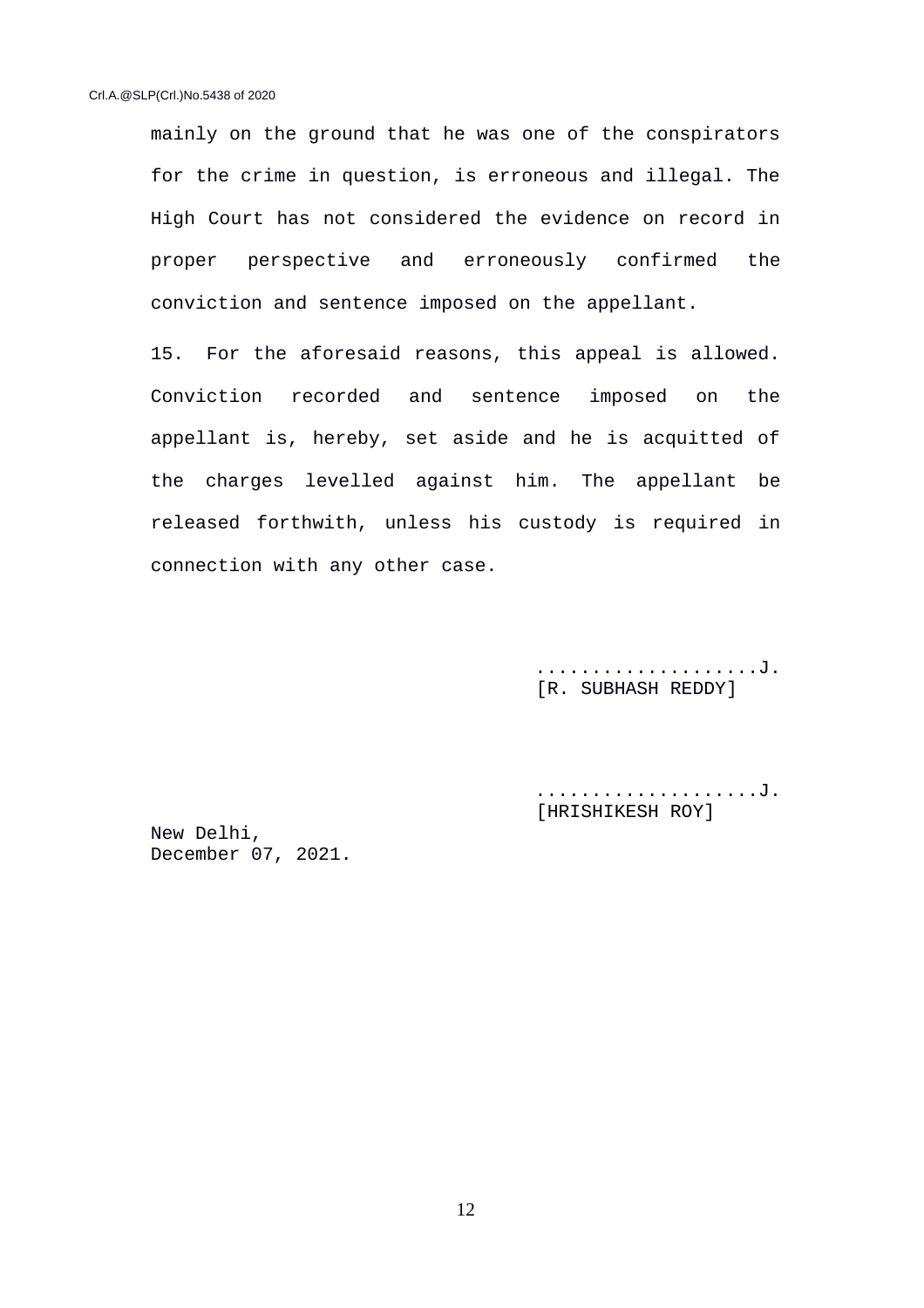mainly on the ground that he was one of the conspirators for the crime in question, is erroneous and illegal. The High Court has not considered the evidence on record in proper perspective and erroneously confirmed the conviction and sentence imposed on the appellant.

15. For the aforesaid reasons, this appeal is allowed. Conviction recorded and sentence imposed on the appellant is, hereby, set aside and he is acquitted of the charges levelled against him. The appellant be released forthwith, unless his custody is required in connection with any other case.

....................J.
[R. SUBHASH REDDY]

....................J.
[HRISHIKESH ROY]

New Delhi,
December 07, 2021.